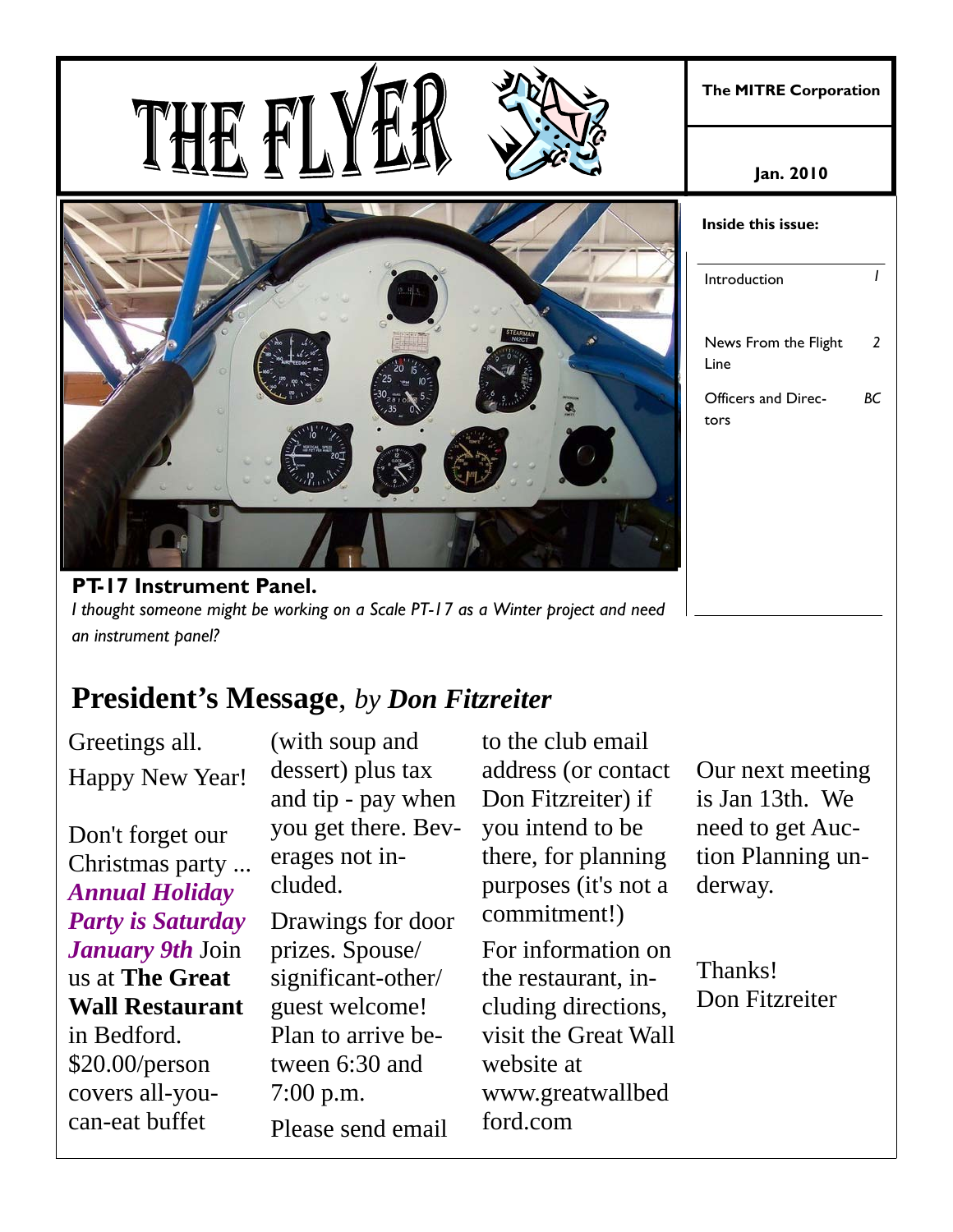# THE FLYER

**The MITRE Corporation**

**Jan. 2010**

**Inside this issue:**

| | |
|---|---|
| Introduction | 1 |
| News From the Flight Line | 2 |
| Officers and Directors | BC |

**PT-17 Instrument Panel.**

*I thought someone might be working on a Scale PT-17 as a Winter project and need an instrument panel?*

## President's Message, *by Don Fitzreiter*

Greetings all.

Happy New Year!

Don't forget our Christmas party ... ***Annual Holiday Party is Saturday January 9th*** Join us at **The Great Wall Restaurant** in Bedford. $20.00/person covers all-you-can-eat buffet (with soup and dessert) plus tax and tip - pay when you get there. Beverages not included.

Drawings for door prizes. Spouse/significant-other/guest welcome! Plan to arrive between 6:30 and 7:00 p.m.

Please send email to the club email address (or contact Don Fitzreiter) if you intend to be there, for planning purposes (it's not a commitment!)

For information on the restaurant, including directions, visit the Great Wall website at www.greatwallbedford.com

Our next meeting is Jan 13th. We need to get Auction Planning underway.

Thanks!
Don Fitzreiter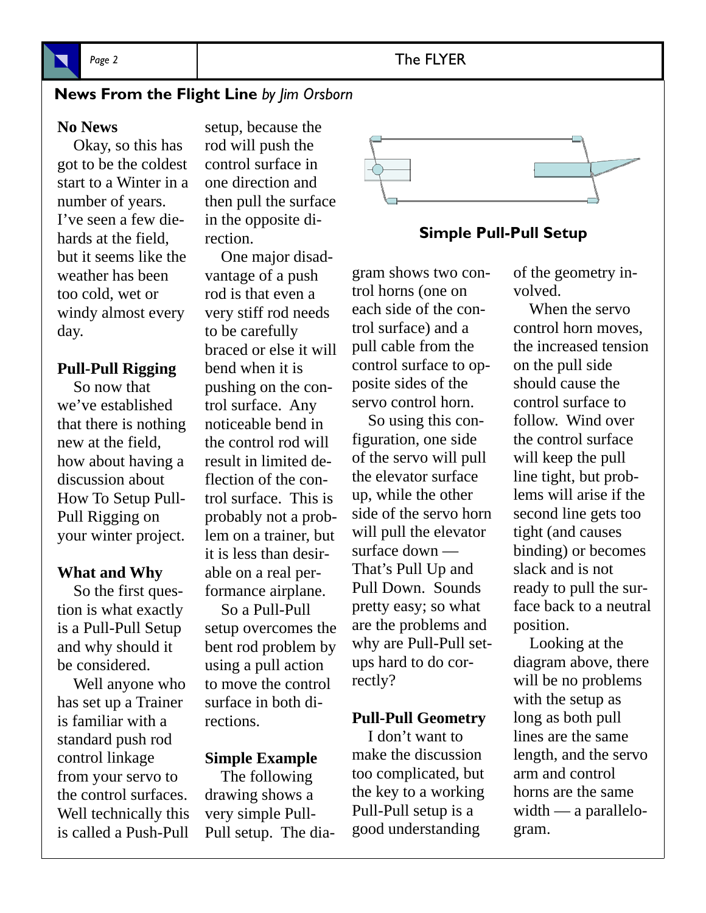## News From the Flight Line *by Jim Orsborn*

### No News

Okay, so this has got to be the coldest start to a Winter in a number of years. I've seen a few die-hards at the field, but it seems like the weather has been too cold, wet or windy almost every day.

### Pull-Pull Rigging

So now that we've established that there is nothing new at the field, how about having a discussion about How To Setup Pull-Pull Rigging on your winter project.

### What and Why

So the first question is what exactly is a Pull-Pull Setup and why should it be considered.

Well anyone who has set up a Trainer is familiar with a standard push rod control linkage from your servo to the control surfaces. Well technically this is called a Push-Pull setup, because the rod will push the control surface in one direction and then pull the surface in the opposite direction.

One major disadvantage of a push rod is that even a very stiff rod needs to be carefully braced or else it will bend when it is pushing on the control surface. Any noticeable bend in the control rod will result in limited deflection of the control surface. This is probably not a problem on a trainer, but it is less than desirable on a real performance airplane.

So a Pull-Pull setup overcomes the bent rod problem by using a pull action to move the control surface in both directions.

### Simple Example

The following drawing shows a very simple Pull-Pull setup. The diagram shows two control horns (one on each side of the control surface) and a pull cable from the control surface to opposite sides of the servo control horn.

**Simple Pull-Pull Setup**

So using this configuration, one side of the servo will pull the elevator surface up, while the other side of the servo horn will pull the elevator surface down — That's Pull Up and Pull Down. Sounds pretty easy; so what are the problems and why are Pull-Pull setups hard to do correctly?

### Pull-Pull Geometry

I don't want to make the discussion too complicated, but the key to a working Pull-Pull setup is a good understanding of the geometry involved.

When the servo control horn moves, the increased tension on the pull side should cause the control surface to follow. Wind over the control surface will keep the pull line tight, but problems will arise if the second line gets too tight (and causes binding) or becomes slack and is not ready to pull the surface back to a neutral position.

Looking at the diagram above, there will be no problems with the setup as long as both pull lines are the same length, and the servo arm and control horns are the same width — a parallelogram.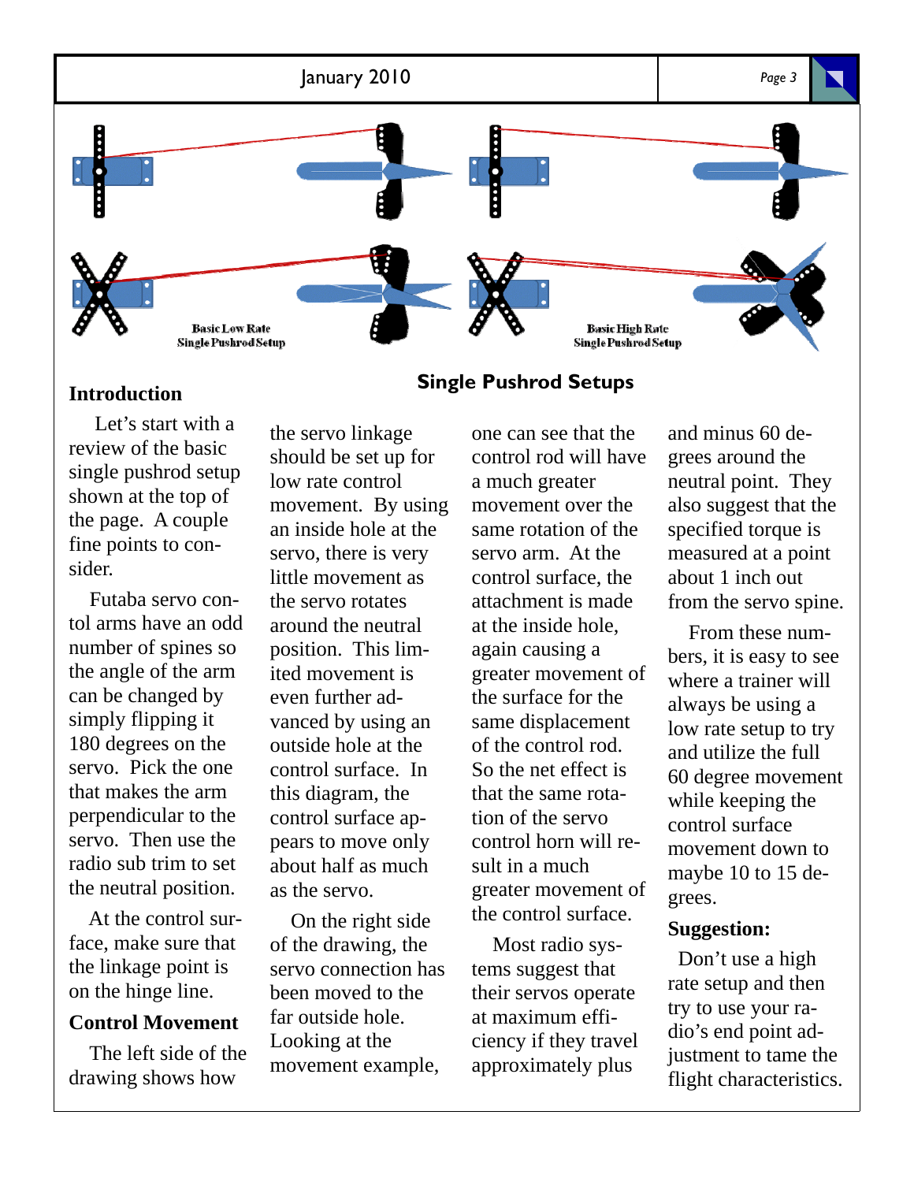Basic Low Rate
Single Pushrod Setup

Basic High Rate
Single Pushrod Setup

## Single Pushrod Setups

### Introduction

Let's start with a review of the basic single pushrod setup shown at the top of the page. A couple fine points to consider.

Futaba servo contol arms have an odd number of spines so the angle of the arm can be changed by simply flipping it 180 degrees on the servo. Pick the one that makes the arm perpendicular to the servo. Then use the radio sub trim to set the neutral position.

At the control surface, make sure that the linkage point is on the hinge line.

### Control Movement

The left side of the drawing shows how the servo linkage should be set up for low rate control movement. By using an inside hole at the servo, there is very little movement as the servo rotates around the neutral position. This limited movement is even further advanced by using an outside hole at the control surface. In this diagram, the control surface appears to move only about half as much as the servo.

On the right side of the drawing, the servo connection has been moved to the far outside hole. Looking at the movement example, one can see that the control rod will have a much greater movement over the same rotation of the servo arm. At the control surface, the attachment is made at the inside hole, again causing a greater movement of the surface for the same displacement of the control rod. So the net effect is that the same rotation of the servo control horn will result in a much greater movement of the control surface.

Most radio systems suggest that their servos operate at maximum efficiency if they travel approximately plus and minus 60 degrees around the neutral point. They also suggest that the specified torque is measured at a point about 1 inch out from the servo spine.

From these numbers, it is easy to see where a trainer will always be using a low rate setup to try and utilize the full 60 degree movement while keeping the control surface movement down to maybe 10 to 15 degrees.

### Suggestion:

Don't use a high rate setup and then try to use your radio's end point adjustment to tame the flight characteristics.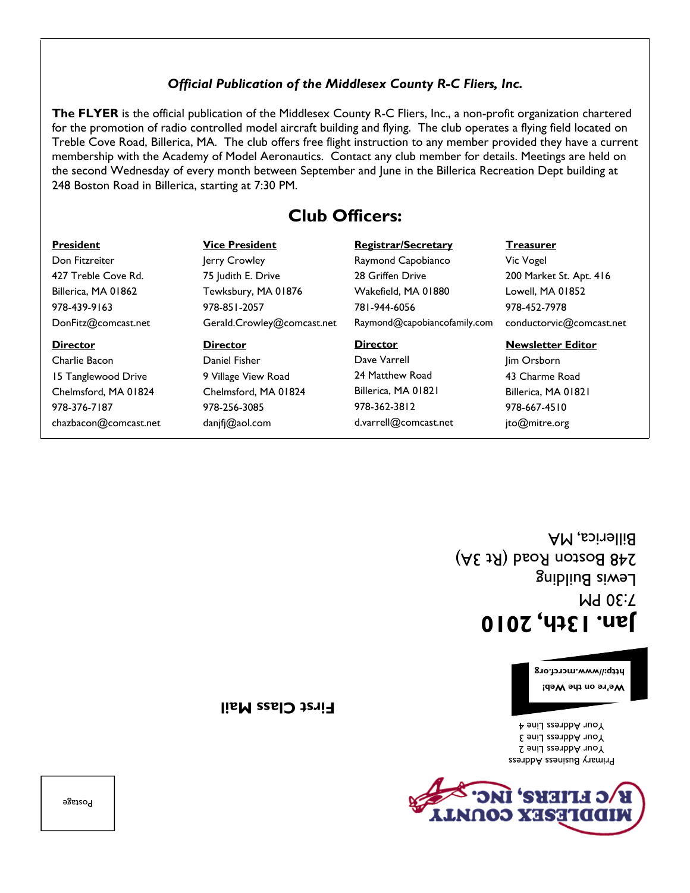*Official Publication of the Middlesex County R-C Fliers, Inc.*

**The FLYER** is the official publication of the Middlesex County R-C Fliers, Inc., a non-profit organization chartered for the promotion of radio controlled model aircraft building and flying. The club operates a flying field located on Treble Cove Road, Billerica, MA. The club offers free flight instruction to any member provided they have a current membership with the Academy of Model Aeronautics. Contact any club member for details. Meetings are held on the second Wednesday of every month between September and June in the Billerica Recreation Dept building at 248 Boston Road in Billerica, starting at 7:30 PM.

## Club Officers:

**President**
Don Fitzreiter
427 Treble Cove Rd.
Billerica, MA 01862
978-439-9163
DonFitz@comcast.net

**Vice President**
Jerry Crowley
75 Judith E. Drive
Tewksbury, MA 01876
978-851-2057
Gerald.Crowley@comcast.net

**Registrar/Secretary**
Raymond Capobianco
28 Griffen Drive
Wakefield, MA 01880
781-944-6056
Raymond@capobiancofamily.com

**Treasurer**
Vic Vogel
200 Market St. Apt. 416
Lowell, MA 01852
978-452-7978
conductorvic@comcast.net

**Director**
Charlie Bacon
15 Tanglewood Drive
Chelmsford, MA 01824
978-376-7187
chazbacon@comcast.net

**Director**
Daniel Fisher
9 Village View Road
Chelmsford, MA 01824
978-256-3085
danjfj@aol.com

**Director**
Dave Varrell
24 Matthew Road
Billerica, MA 01821
978-362-3812
d.varrell@comcast.net

**Newsletter Editor**
Jim Orsborn
43 Charme Road
Billerica, MA 01821
978-667-4510
jto@mitre.org

**Jan. 13th, 2010**
7:30 PM
Lewis Building
248 Boston Road (Rt 3A)
Billerica, MA

**We're on the Web!**
http://www.mcrcf.org

Primary Business Address
Your Address Line 2
Your Address Line 3
Your Address Line 4

MIDDLESEX COUNTY R/C FLIERS, INC.

**First Class Mail**

Postage